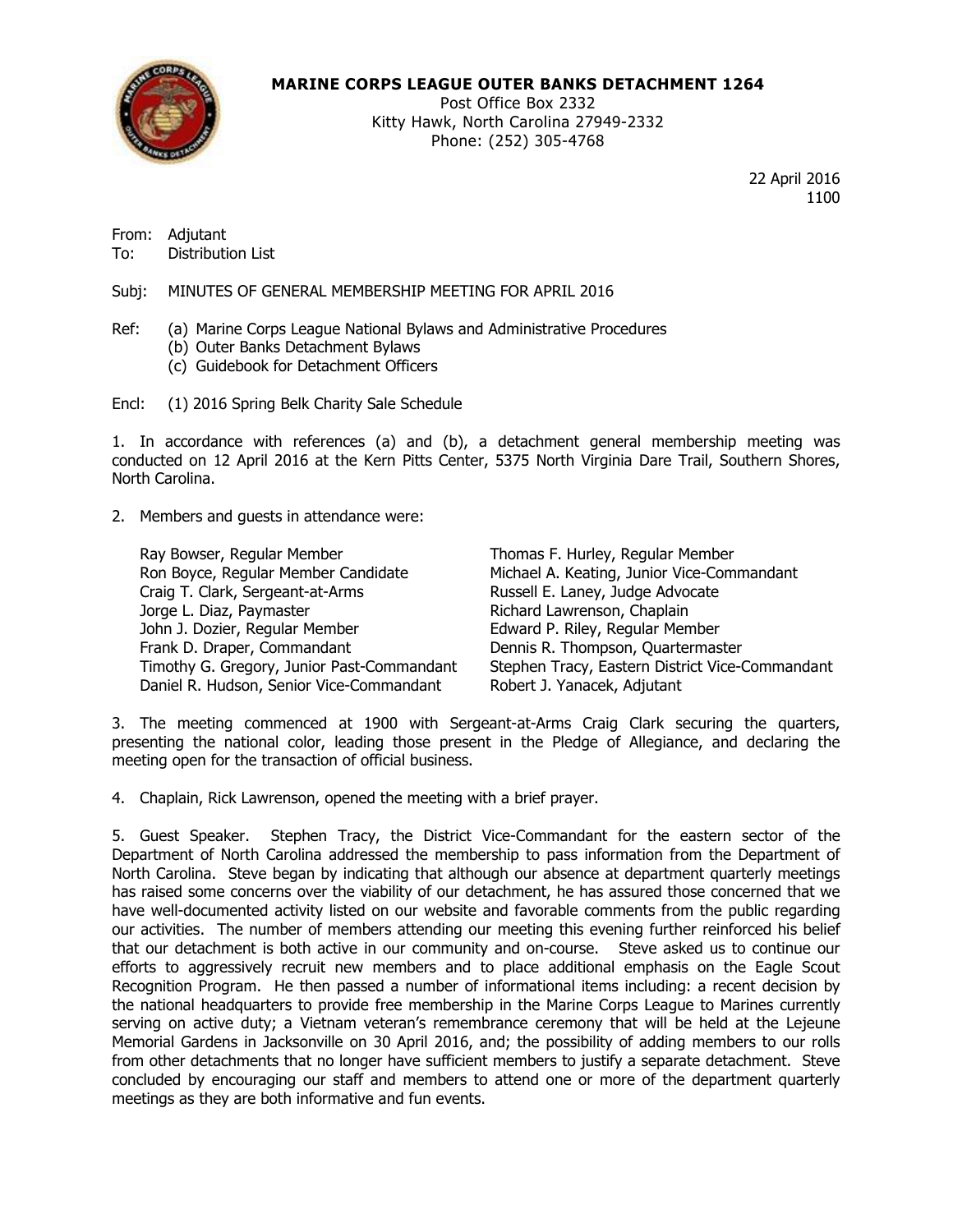**MARINE CORPS LEAGUE OUTER BANKS DETACHMENT 1264**
Post Office Box 2332
Kitty Hawk, North Carolina 27949-2332
Phone: (252) 305-4768

22 April 2016
1100

From: Adjutant
To: Distribution List

Subj: MINUTES OF GENERAL MEMBERSHIP MEETING FOR APRIL 2016

Ref: (a) Marine Corps League National Bylaws and Administrative Procedures
(b) Outer Banks Detachment Bylaws
(c) Guidebook for Detachment Officers

Encl: (1) 2016 Spring Belk Charity Sale Schedule

1. In accordance with references (a) and (b), a detachment general membership meeting was conducted on 12 April 2016 at the Kern Pitts Center, 5375 North Virginia Dare Trail, Southern Shores, North Carolina.

2. Members and guests in attendance were:

- Ray Bowser, Regular Member
- Ron Boyce, Regular Member Candidate
- Craig T. Clark, Sergeant-at-Arms
- Jorge L. Diaz, Paymaster
- John J. Dozier, Regular Member
- Frank D. Draper, Commandant
- Timothy G. Gregory, Junior Past-Commandant
- Daniel R. Hudson, Senior Vice-Commandant
- Thomas F. Hurley, Regular Member
- Michael A. Keating, Junior Vice-Commandant
- Russell E. Laney, Judge Advocate
- Richard Lawrenson, Chaplain
- Edward P. Riley, Regular Member
- Dennis R. Thompson, Quartermaster
- Stephen Tracy, Eastern District Vice-Commandant
- Robert J. Yanacek, Adjutant

3. The meeting commenced at 1900 with Sergeant-at-Arms Craig Clark securing the quarters, presenting the national color, leading those present in the Pledge of Allegiance, and declaring the meeting open for the transaction of official business.

4. Chaplain, Rick Lawrenson, opened the meeting with a brief prayer.

5. Guest Speaker. Stephen Tracy, the District Vice-Commandant for the eastern sector of the Department of North Carolina addressed the membership to pass information from the Department of North Carolina. Steve began by indicating that although our absence at department quarterly meetings has raised some concerns over the viability of our detachment, he has assured those concerned that we have well-documented activity listed on our website and favorable comments from the public regarding our activities. The number of members attending our meeting this evening further reinforced his belief that our detachment is both active in our community and on-course. Steve asked us to continue our efforts to aggressively recruit new members and to place additional emphasis on the Eagle Scout Recognition Program. He then passed a number of informational items including: a recent decision by the national headquarters to provide free membership in the Marine Corps League to Marines currently serving on active duty; a Vietnam veteran's remembrance ceremony that will be held at the Lejeune Memorial Gardens in Jacksonville on 30 April 2016, and; the possibility of adding members to our rolls from other detachments that no longer have sufficient members to justify a separate detachment. Steve concluded by encouraging our staff and members to attend one or more of the department quarterly meetings as they are both informative and fun events.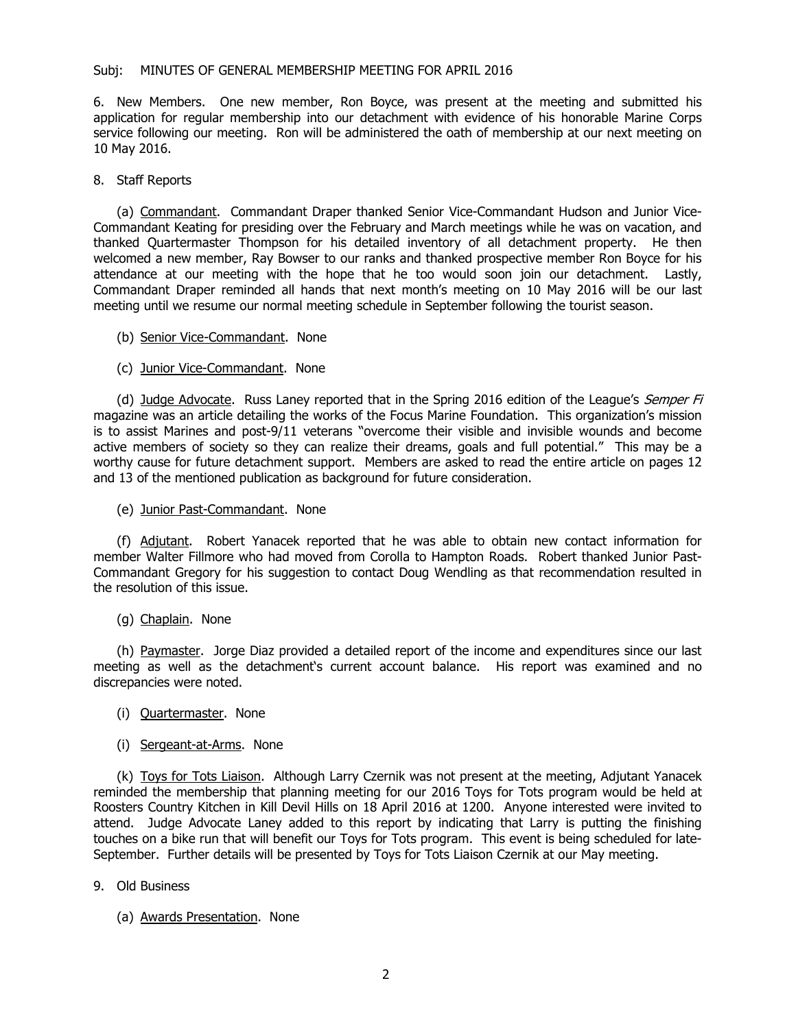Subj: MINUTES OF GENERAL MEMBERSHIP MEETING FOR APRIL 2016

6. New Members. One new member, Ron Boyce, was present at the meeting and submitted his application for regular membership into our detachment with evidence of his honorable Marine Corps service following our meeting. Ron will be administered the oath of membership at our next meeting on 10 May 2016.

8. Staff Reports

(a) Commandant. Commandant Draper thanked Senior Vice-Commandant Hudson and Junior Vice-Commandant Keating for presiding over the February and March meetings while he was on vacation, and thanked Quartermaster Thompson for his detailed inventory of all detachment property. He then welcomed a new member, Ray Bowser to our ranks and thanked prospective member Ron Boyce for his attendance at our meeting with the hope that he too would soon join our detachment. Lastly, Commandant Draper reminded all hands that next month's meeting on 10 May 2016 will be our last meeting until we resume our normal meeting schedule in September following the tourist season.

(b) Senior Vice-Commandant. None

(c) Junior Vice-Commandant. None

(d) Judge Advocate. Russ Laney reported that in the Spring 2016 edition of the League's *Semper Fi* magazine was an article detailing the works of the Focus Marine Foundation. This organization's mission is to assist Marines and post-9/11 veterans "overcome their visible and invisible wounds and become active members of society so they can realize their dreams, goals and full potential." This may be a worthy cause for future detachment support. Members are asked to read the entire article on pages 12 and 13 of the mentioned publication as background for future consideration.

(e) Junior Past-Commandant. None

(f) Adjutant. Robert Yanacek reported that he was able to obtain new contact information for member Walter Fillmore who had moved from Corolla to Hampton Roads. Robert thanked Junior Past-Commandant Gregory for his suggestion to contact Doug Wendling as that recommendation resulted in the resolution of this issue.

(g) Chaplain. None

(h) Paymaster. Jorge Diaz provided a detailed report of the income and expenditures since our last meeting as well as the detachment's current account balance. His report was examined and no discrepancies were noted.

(i) Quartermaster. None

(i) Sergeant-at-Arms. None

(k) Toys for Tots Liaison. Although Larry Czernik was not present at the meeting, Adjutant Yanacek reminded the membership that planning meeting for our 2016 Toys for Tots program would be held at Roosters Country Kitchen in Kill Devil Hills on 18 April 2016 at 1200. Anyone interested were invited to attend. Judge Advocate Laney added to this report by indicating that Larry is putting the finishing touches on a bike run that will benefit our Toys for Tots program. This event is being scheduled for late-September. Further details will be presented by Toys for Tots Liaison Czernik at our May meeting.

9. Old Business

(a) Awards Presentation. None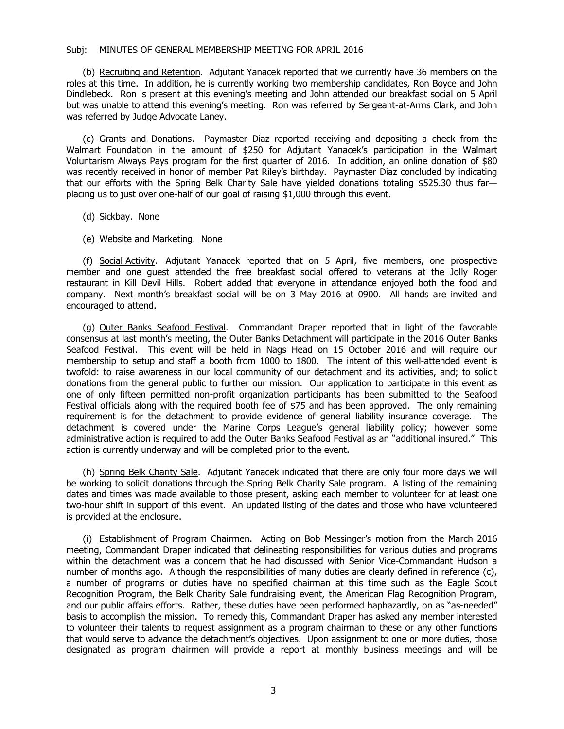Subj: MINUTES OF GENERAL MEMBERSHIP MEETING FOR APRIL 2016

(b) Recruiting and Retention. Adjutant Yanacek reported that we currently have 36 members on the roles at this time. In addition, he is currently working two membership candidates, Ron Boyce and John Dindlebeck. Ron is present at this evening's meeting and John attended our breakfast social on 5 April but was unable to attend this evening's meeting. Ron was referred by Sergeant-at-Arms Clark, and John was referred by Judge Advocate Laney.

(c) Grants and Donations. Paymaster Diaz reported receiving and depositing a check from the Walmart Foundation in the amount of $250 for Adjutant Yanacek's participation in the Walmart Voluntarism Always Pays program for the first quarter of 2016. In addition, an online donation of $80 was recently received in honor of member Pat Riley's birthday. Paymaster Diaz concluded by indicating that our efforts with the Spring Belk Charity Sale have yielded donations totaling $525.30 thus far—placing us to just over one-half of our goal of raising $1,000 through this event.

(d) Sickbay. None

(e) Website and Marketing. None

(f) Social Activity. Adjutant Yanacek reported that on 5 April, five members, one prospective member and one guest attended the free breakfast social offered to veterans at the Jolly Roger restaurant in Kill Devil Hills. Robert added that everyone in attendance enjoyed both the food and company. Next month's breakfast social will be on 3 May 2016 at 0900. All hands are invited and encouraged to attend.

(g) Outer Banks Seafood Festival. Commandant Draper reported that in light of the favorable consensus at last month's meeting, the Outer Banks Detachment will participate in the 2016 Outer Banks Seafood Festival. This event will be held in Nags Head on 15 October 2016 and will require our membership to setup and staff a booth from 1000 to 1800. The intent of this well-attended event is twofold: to raise awareness in our local community of our detachment and its activities, and; to solicit donations from the general public to further our mission. Our application to participate in this event as one of only fifteen permitted non-profit organization participants has been submitted to the Seafood Festival officials along with the required booth fee of $75 and has been approved. The only remaining requirement is for the detachment to provide evidence of general liability insurance coverage. The detachment is covered under the Marine Corps League's general liability policy; however some administrative action is required to add the Outer Banks Seafood Festival as an "additional insured." This action is currently underway and will be completed prior to the event.

(h) Spring Belk Charity Sale. Adjutant Yanacek indicated that there are only four more days we will be working to solicit donations through the Spring Belk Charity Sale program. A listing of the remaining dates and times was made available to those present, asking each member to volunteer for at least one two-hour shift in support of this event. An updated listing of the dates and those who have volunteered is provided at the enclosure.

(i) Establishment of Program Chairmen. Acting on Bob Messinger's motion from the March 2016 meeting, Commandant Draper indicated that delineating responsibilities for various duties and programs within the detachment was a concern that he had discussed with Senior Vice-Commandant Hudson a number of months ago. Although the responsibilities of many duties are clearly defined in reference (c), a number of programs or duties have no specified chairman at this time such as the Eagle Scout Recognition Program, the Belk Charity Sale fundraising event, the American Flag Recognition Program, and our public affairs efforts. Rather, these duties have been performed haphazardly, on as "as-needed" basis to accomplish the mission. To remedy this, Commandant Draper has asked any member interested to volunteer their talents to request assignment as a program chairman to these or any other functions that would serve to advance the detachment's objectives. Upon assignment to one or more duties, those designated as program chairmen will provide a report at monthly business meetings and will be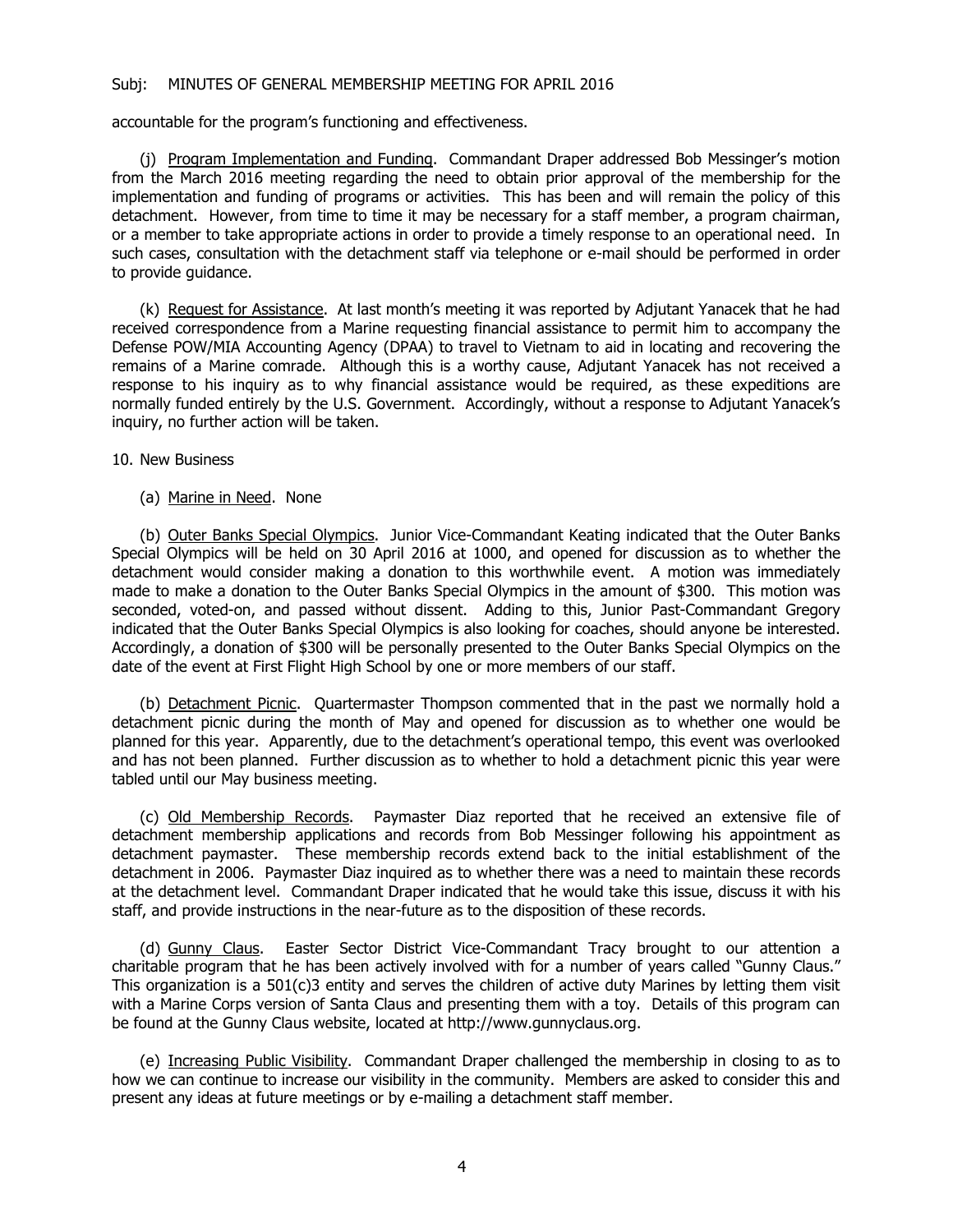accountable for the program's functioning and effectiveness.

(j) Program Implementation and Funding. Commandant Draper addressed Bob Messinger's motion from the March 2016 meeting regarding the need to obtain prior approval of the membership for the implementation and funding of programs or activities. This has been and will remain the policy of this detachment. However, from time to time it may be necessary for a staff member, a program chairman, or a member to take appropriate actions in order to provide a timely response to an operational need. In such cases, consultation with the detachment staff via telephone or e-mail should be performed in order to provide guidance.

(k) Request for Assistance. At last month's meeting it was reported by Adjutant Yanacek that he had received correspondence from a Marine requesting financial assistance to permit him to accompany the Defense POW/MIA Accounting Agency (DPAA) to travel to Vietnam to aid in locating and recovering the remains of a Marine comrade. Although this is a worthy cause, Adjutant Yanacek has not received a response to his inquiry as to why financial assistance would be required, as these expeditions are normally funded entirely by the U.S. Government. Accordingly, without a response to Adjutant Yanacek's inquiry, no further action will be taken.

10. New Business

(a) Marine in Need. None

(b) Outer Banks Special Olympics. Junior Vice-Commandant Keating indicated that the Outer Banks Special Olympics will be held on 30 April 2016 at 1000, and opened for discussion as to whether the detachment would consider making a donation to this worthwhile event. A motion was immediately made to make a donation to the Outer Banks Special Olympics in the amount of $300. This motion was seconded, voted-on, and passed without dissent. Adding to this, Junior Past-Commandant Gregory indicated that the Outer Banks Special Olympics is also looking for coaches, should anyone be interested. Accordingly, a donation of $300 will be personally presented to the Outer Banks Special Olympics on the date of the event at First Flight High School by one or more members of our staff.

(b) Detachment Picnic. Quartermaster Thompson commented that in the past we normally hold a detachment picnic during the month of May and opened for discussion as to whether one would be planned for this year. Apparently, due to the detachment's operational tempo, this event was overlooked and has not been planned. Further discussion as to whether to hold a detachment picnic this year were tabled until our May business meeting.

(c) Old Membership Records. Paymaster Diaz reported that he received an extensive file of detachment membership applications and records from Bob Messinger following his appointment as detachment paymaster. These membership records extend back to the initial establishment of the detachment in 2006. Paymaster Diaz inquired as to whether there was a need to maintain these records at the detachment level. Commandant Draper indicated that he would take this issue, discuss it with his staff, and provide instructions in the near-future as to the disposition of these records.

(d) Gunny Claus. Easter Sector District Vice-Commandant Tracy brought to our attention a charitable program that he has been actively involved with for a number of years called "Gunny Claus." This organization is a 501(c)3 entity and serves the children of active duty Marines by letting them visit with a Marine Corps version of Santa Claus and presenting them with a toy. Details of this program can be found at the Gunny Claus website, located at http://www.gunnyclaus.org.

(e) Increasing Public Visibility. Commandant Draper challenged the membership in closing to as to how we can continue to increase our visibility in the community. Members are asked to consider this and present any ideas at future meetings or by e-mailing a detachment staff member.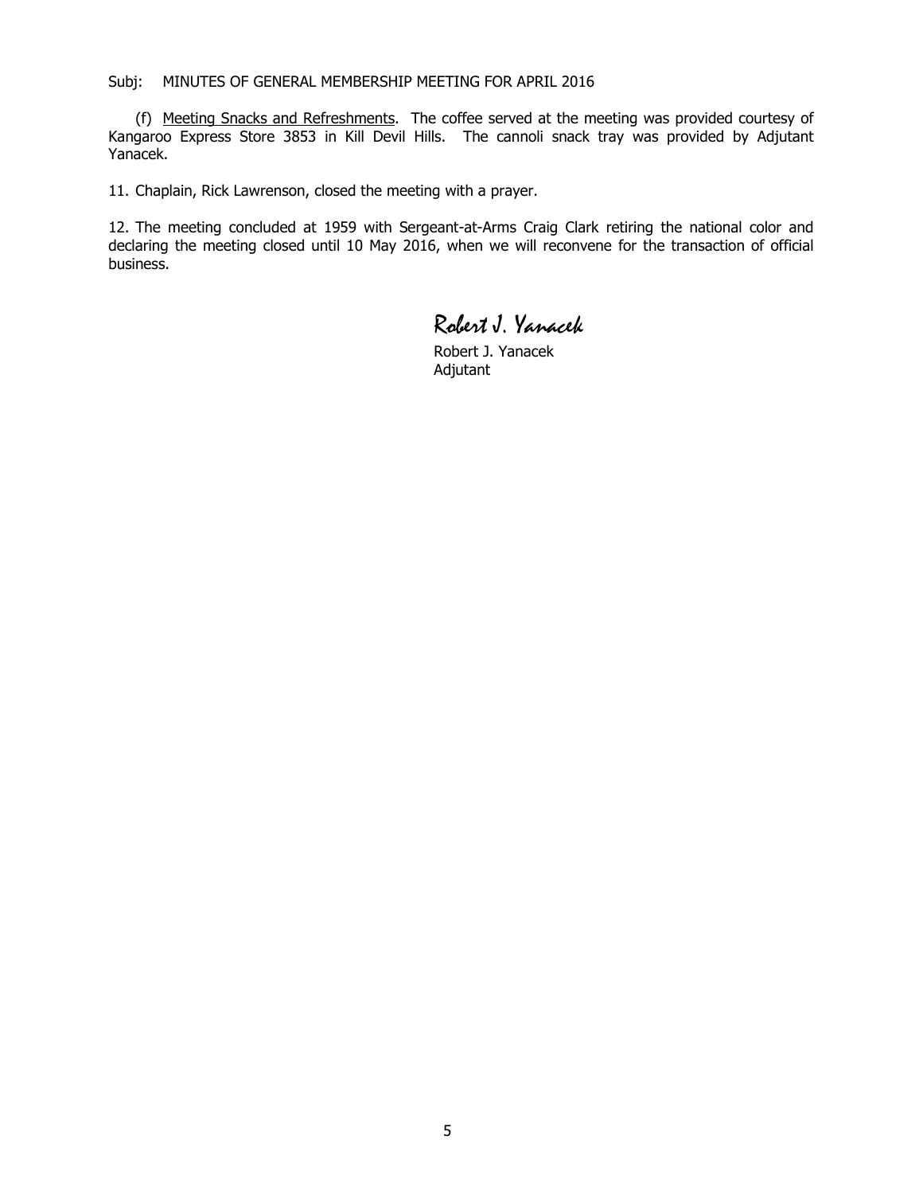Subj: MINUTES OF GENERAL MEMBERSHIP MEETING FOR APRIL 2016

(f) Meeting Snacks and Refreshments. The coffee served at the meeting was provided courtesy of Kangaroo Express Store 3853 in Kill Devil Hills. The cannoli snack tray was provided by Adjutant Yanacek.

11. Chaplain, Rick Lawrenson, closed the meeting with a prayer.

12. The meeting concluded at 1959 with Sergeant-at-Arms Craig Clark retiring the national color and declaring the meeting closed until 10 May 2016, when we will reconvene for the transaction of official business.

Robert J. Yanacek

Robert J. Yanacek
Adjutant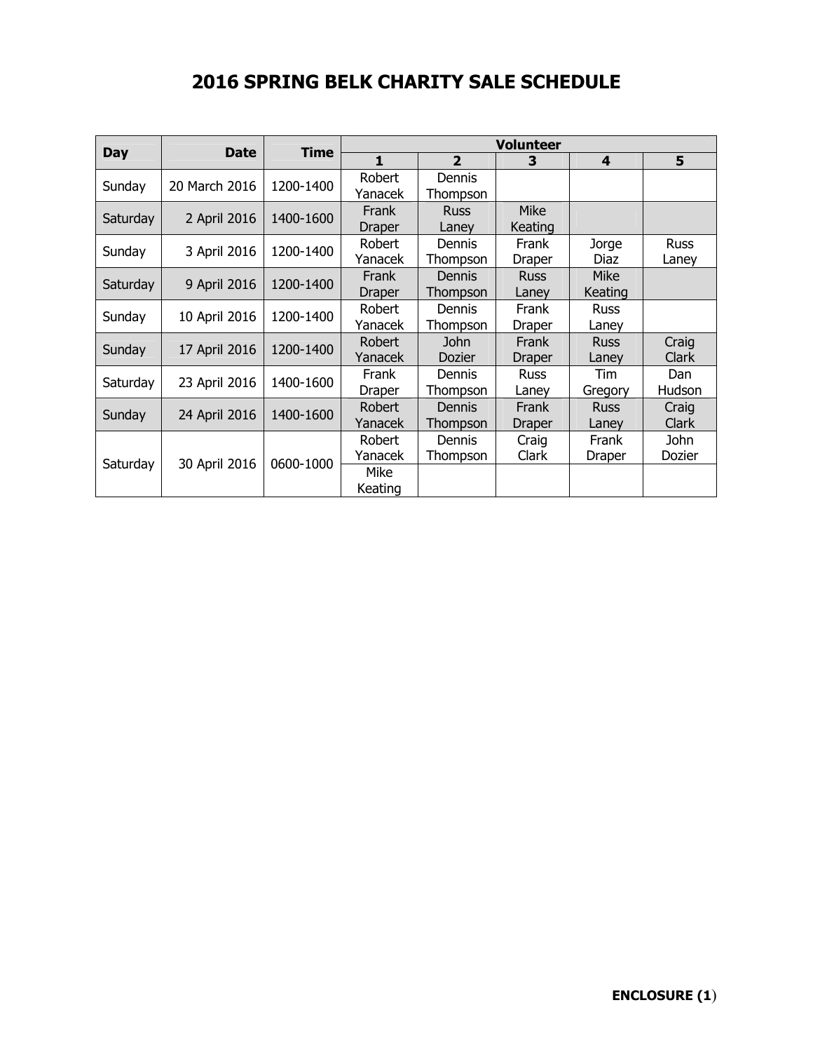# 2016 SPRING BELK CHARITY SALE SCHEDULE

| Day | Date | Time | Volunteer | | | | |
|---|---|---|---|---|---|---|---|
| | | | 1 | 2 | 3 | 4 | 5 |
| Sunday | 20 March 2016 | 1200-1400 | Robert Yanacek | Dennis Thompson | | | |
| Saturday | 2 April 2016 | 1400-1600 | Frank Draper | Russ Laney | Mike Keating | | |
| Sunday | 3 April 2016 | 1200-1400 | Robert Yanacek | Dennis Thompson | Frank Draper | Jorge Diaz | Russ Laney |
| Saturday | 9 April 2016 | 1200-1400 | Frank Draper | Dennis Thompson | Russ Laney | Mike Keating | |
| Sunday | 10 April 2016 | 1200-1400 | Robert Yanacek | Dennis Thompson | Frank Draper | Russ Laney | |
| Sunday | 17 April 2016 | 1200-1400 | Robert Yanacek | John Dozier | Frank Draper | Russ Laney | Craig Clark |
| Saturday | 23 April 2016 | 1400-1600 | Frank Draper | Dennis Thompson | Russ Laney | Tim Gregory | Dan Hudson |
| Sunday | 24 April 2016 | 1400-1600 | Robert Yanacek | Dennis Thompson | Frank Draper | Russ Laney | Craig Clark |
| Saturday | 30 April 2016 | 0600-1000 | Robert Yanacek | Dennis Thompson | Craig Clark | Frank Draper | John Dozier |
| | | | Mike Keating | | | | |

**ENCLOSURE (1)**